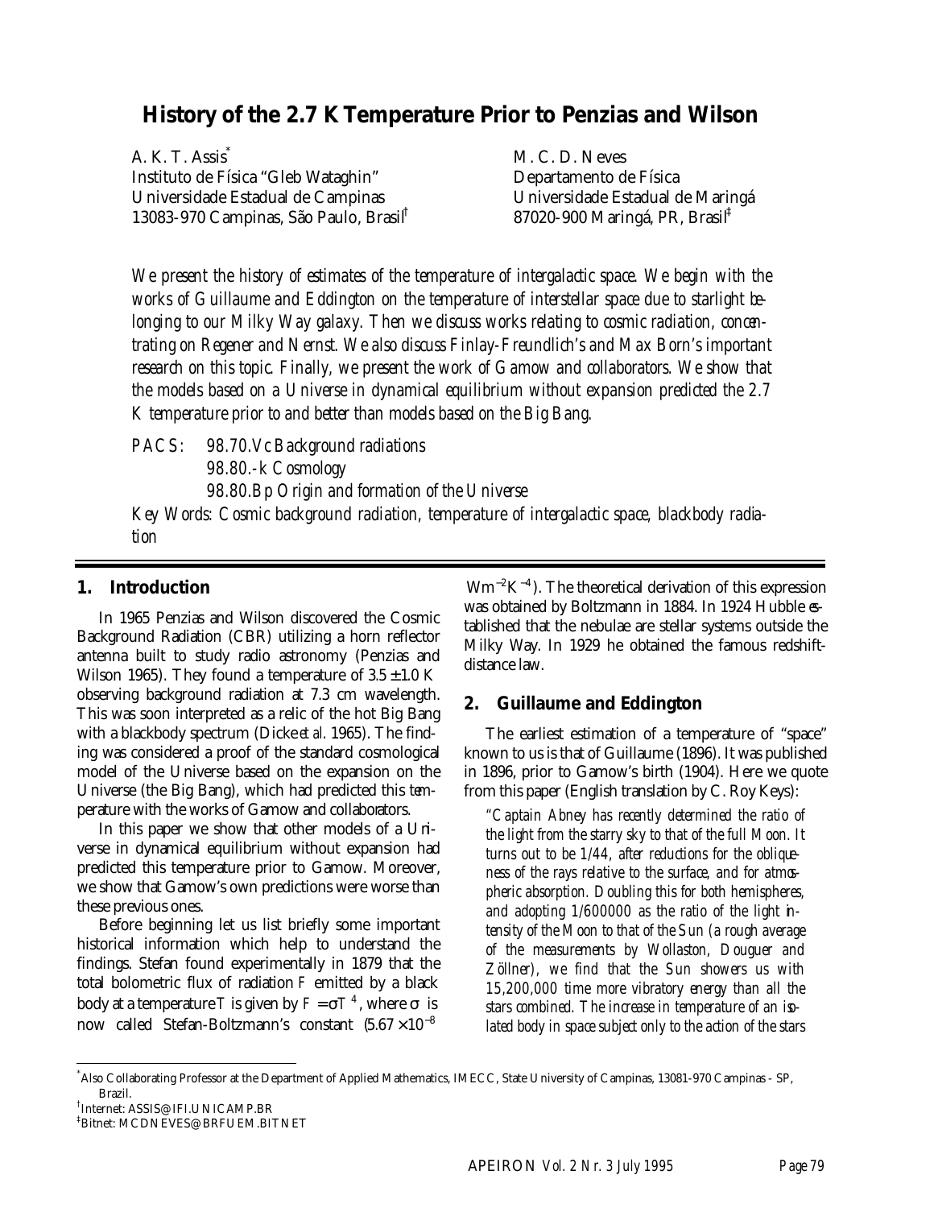# History of the 2.7 K Temperature Prior to Penzias and Wilson

A. K. T. Assis[*]
Instituto de Física "Gleb Wataghin"
Universidade Estadual de Campinas
13083-970 Campinas, São Paulo, Brasil[†]

M. C. D. Neves
Departamento de Física
Universidade Estadual de Maringá
87020-900 Maringá, PR, Brasil[‡]

*We present the history of estimates of the temperature of intergalactic space. We begin with the works of Guillaume and Eddington on the temperature of interstellar space due to starlight belonging to our Milky Way galaxy. Then we discuss works relating to cosmic radiation, concentrating on Regener and Nernst. We also discuss Finlay-Freundlich's and Max Born's important research on this topic. Finally, we present the work of Gamow and collaborators. We show that the models based on a Universe in dynamical equilibrium without expansion predicted the 2.7 K temperature prior to and better than models based on the Big Bang.*

*PACS: 98.70.Vc Background radiations*
*98.80.-k Cosmology*
*98.80.Bp Origin and formation of the Universe*

*Key Words: Cosmic background radiation, temperature of intergalactic space, blackbody radiation*

## 1. Introduction

In 1965 Penzias and Wilson discovered the Cosmic Background Radiation (CBR) utilizing a horn reflector antenna built to study radio astronomy (Penzias and Wilson 1965). They found a temperature of $3.5 \pm 1.0$ K observing background radiation at 7.3 cm wavelength. This was soon interpreted as a relic of the hot Big Bang with a blackbody spectrum (Dicke *et al.* 1965). The finding was considered a proof of the standard cosmological model of the Universe based on the expansion on the Universe (the Big Bang), which had predicted this temperature with the works of Gamow and collaborators.

In this paper we show that other models of a Universe in dynamical equilibrium without expansion had predicted this temperature prior to Gamow. Moreover, we show that Gamow's own predictions were worse than these previous ones.

Before beginning let us list briefly some important historical information which help to understand the findings. Stefan found experimentally in 1879 that the total bolometric flux of radiation $F$ emitted by a black body at a temperature $T$ is given by $F = \sigma T^4$, where $\sigma$ is now called Stefan-Boltzmann's constant ($5.67 \times 10^{-8}$ $\mathrm{Wm^{-2}K^{-4}}$). The theoretical derivation of this expression was obtained by Boltzmann in 1884. In 1924 Hubble established that the nebulae are stellar systems outside the Milky Way. In 1929 he obtained the famous redshift-distance law.

## 2. Guillaume and Eddington

The earliest estimation of a temperature of "space" known to us is that of Guillaume (1896). It was published in 1896, prior to Gamow's birth (1904). Here we quote from this paper (English translation by C. Roy Keys):

> *"Captain Abney has recently determined the ratio of the light from the starry sky to that of the full Moon. It turns out to be 1/44, after reductions for the obliqueness of the rays relative to the surface, and for atmospheric absorption. Doubling this for both hemispheres, and adopting 1/600000 as the ratio of the light intensity of the Moon to that of the Sun (a rough average of the measurements by Wollaston, Douguer and Zöllner), we find that the Sun showers us with 15,200,000 time more vibratory energy than all the stars combined. The increase in temperature of an isolated body in space subject only to the action of the stars*

[*] Also Collaborating Professor at the Department of Applied Mathematics, IMECC, State University of Campinas, 13081-970 Campinas - SP, Brazil.

[†] Internet: ASSIS@IFI.UNICAMP.BR

[‡] Bitnet: MCDNEVES@BRFUEM.BITNET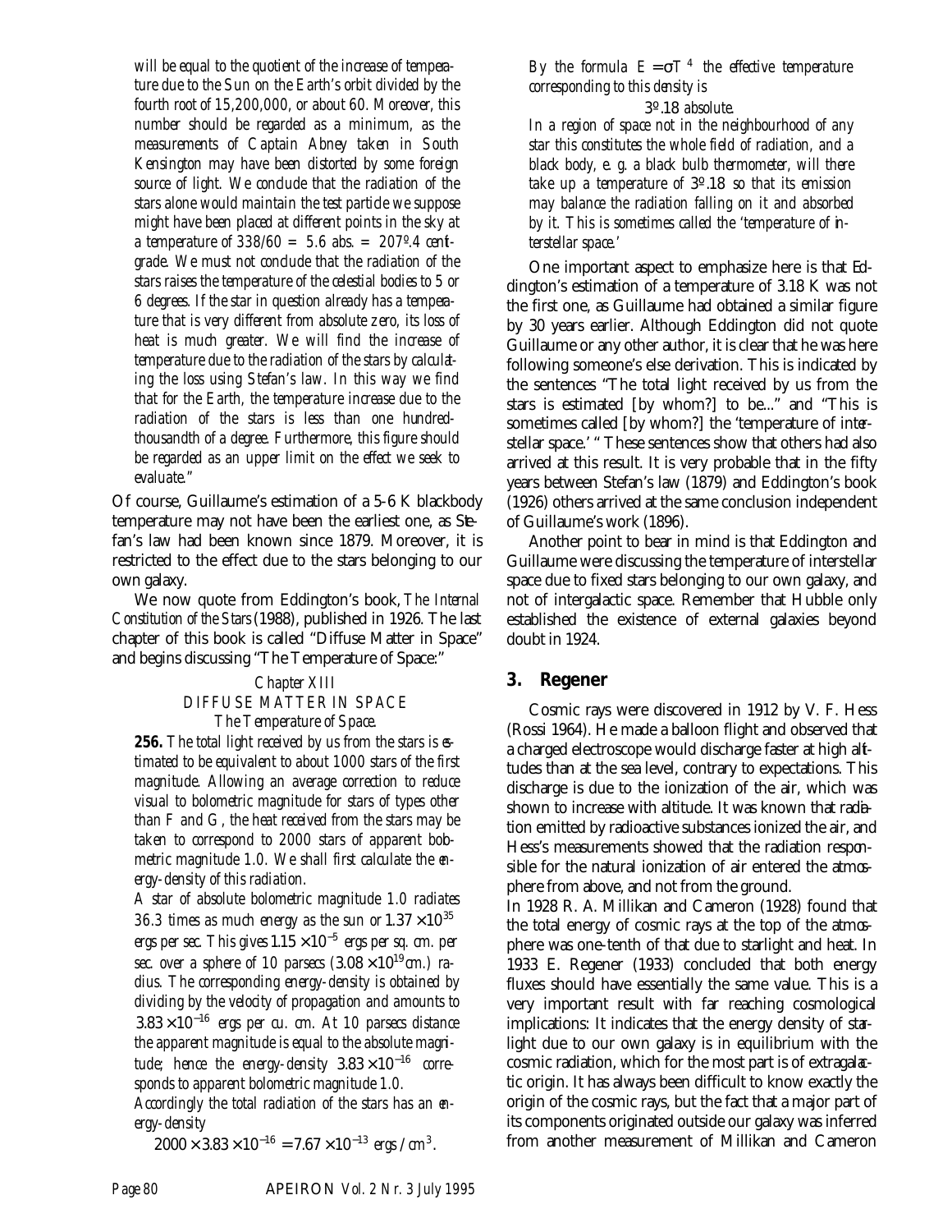*will be equal to the quotient of the increase of temperature due to the Sun on the Earth's orbit divided by the fourth root of 15,200,000, or about 60. Moreover, this number should be regarded as a minimum, as the measurements of Captain Abney taken in South Kensington may have been distorted by some foreign source of light. We conclude that the radiation of the stars alone would maintain the test particle we suppose might have been placed at different points in the sky at a temperature of 338/60 = 5.6 abs. = 207º.4 centigrade. We must not conclude that the radiation of the stars raises the temperature of the celestial bodies to 5 or 6 degrees. If the star in question already has a temperature that is very different from absolute zero, its loss of heat is much greater. We will find the increase of temperature due to the radiation of the stars by calculating the loss using Stefan's law. In this way we find that for the Earth, the temperature increase due to the radiation of the stars is less than one hundred-thousandth of a degree. Furthermore, this figure should be regarded as an upper limit on the effect we seek to evaluate."*

Of course, Guillaume's estimation of a 5-6 K blackbody temperature may not have been the earliest one, as Stefan's law had been known since 1879. Moreover, it is restricted to the effect due to the stars belonging to our own galaxy.

We now quote from Eddington's book, *The Internal Constitution of the Stars* (1988), published in 1926. The last chapter of this book is called "Diffuse Matter in Space" and begins discussing "The Temperature of Space:"

*Chapter XIII*
*DIFFUSE MATTER IN SPACE*
*The Temperature of Space.*

**256.** *The total light received by us from the stars is estimated to be equivalent to about 1000 stars of the first magnitude. Allowing an average correction to reduce visual to bolometric magnitude for stars of types other than F and G, the heat received from the stars may be taken to correspond to 2000 stars of apparent bolometric magnitude 1.0. We shall first calculate the energy-density of this radiation.*

*A star of absolute bolometric magnitude 1.0 radiates 36.3 times as much energy as the sun or* $1.37 \times 10^{35}$ *ergs per sec. This gives* $1.15 \times 10^{-5}$ *ergs per sq. cm. per sec. over a sphere of 10 parsecs* ($3.08 \times 10^{19}$*cm.) radius. The corresponding energy-density is obtained by dividing by the velocity of propagation and amounts to* $3.83 \times 10^{-16}$ *ergs per cu. cm. At 10 parsecs distance the apparent magnitude is equal to the absolute magnitude; hence the energy-density* $3.83 \times 10^{-16}$ *corresponds to apparent bolometric magnitude 1.0.*

*Accordingly the total radiation of the stars has an energy-density*

$$2000 \times 3.83 \times 10^{-16} = 7.67 \times 10^{-13} \text{ ergs / cm}^3.$$

*By the formula* $E = \sigma T^4$ *the effective temperature corresponding to this density is*

*3º.18 absolute.*

*In a region of space not in the neighbourhood of any star this constitutes the whole field of radiation, and a black body, e. g. a black bulb thermometer, will there take up a temperature of 3º.18 so that its emission may balance the radiation falling on it and absorbed by it. This is sometimes called the 'temperature of interstellar space.'*

One important aspect to emphasize here is that Eddington's estimation of a temperature of 3.18 K was not the first one, as Guillaume had obtained a similar figure by 30 years earlier. Although Eddington did not quote Guillaume or any other author, it is clear that he was here following someone's else derivation. This is indicated by the sentences "The total light received by us from the stars is estimated [by whom?] to be..." and "This is sometimes called [by whom?] the 'temperature of interstellar space.' " These sentences show that others had also arrived at this result. It is very probable that in the fifty years between Stefan's law (1879) and Eddington's book (1926) others arrived at the same conclusion independent of Guillaume's work (1896).

Another point to bear in mind is that Eddington and Guillaume were discussing the temperature of interstellar space due to fixed stars belonging to our own galaxy, and not of intergalactic space. Remember that Hubble only established the existence of external galaxies beyond doubt in 1924.

## 3. Regener

Cosmic rays were discovered in 1912 by V. F. Hess (Rossi 1964). He made a balloon flight and observed that a charged electroscope would discharge faster at high altitudes than at the sea level, contrary to expectations. This discharge is due to the ionization of the air, which was shown to increase with altitude. It was known that radiation emitted by radioactive substances ionized the air, and Hess's measurements showed that the radiation responsible for the natural ionization of air entered the atmosphere from above, and not from the ground.

In 1928 R. A. Millikan and Cameron (1928) found that the total energy of cosmic rays at the top of the atmosphere was one-tenth of that due to starlight and heat. In 1933 E. Regener (1933) concluded that both energy fluxes should have essentially the same value. This is a very important result with far reaching cosmological implications: It indicates that the energy density of starlight due to our own galaxy is in equilibrium with the cosmic radiation, which for the most part is of extragalactic origin. It has always been difficult to know exactly the origin of the cosmic rays, but the fact that a major part of its components originated outside our galaxy was inferred from another measurement of Millikan and Cameron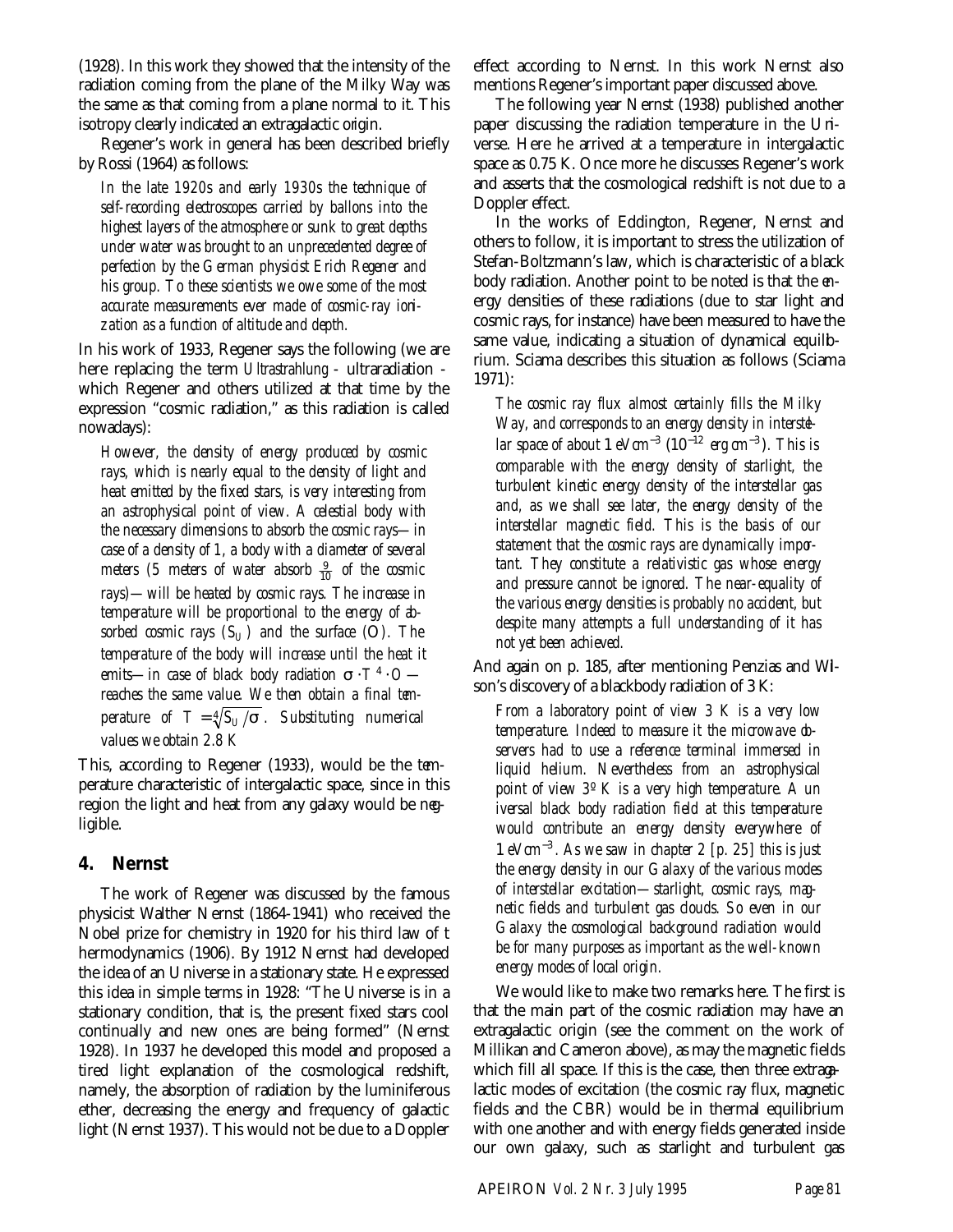(1928). In this work they showed that the intensity of the radiation coming from the plane of the Milky Way was the same as that coming from a plane normal to it. This isotropy clearly indicated an extragalactic origin.

Regener's work in general has been described briefly by Rossi (1964) as follows:

> *In the late 1920s and early 1930s the technique of self-recording electroscopes carried by ballons into the highest layers of the atmosphere or sunk to great depths under water was brought to an unprecedented degree of perfection by the German physicist Erich Regener and his group. To these scientists we owe some of the most accurate measurements ever made of cosmic-ray ionization as a function of altitude and depth.*

In his work of 1933, Regener says the following (we are here replacing the term *Ultrastrahlung* - ultraradiation - which Regener and others utilized at that time by the expression "cosmic radiation," as this radiation is called nowadays):

> *However, the density of energy produced by cosmic rays, which is nearly equal to the density of light and heat emitted by the fixed stars, is very interesting from an astrophysical point of view. A celestial body with the necessary dimensions to absorb the cosmic rays—in case of a density of 1, a body with a diameter of several meters (5 meters of water absorb $\frac{9}{10}$ of the cosmic rays)—will be heated by cosmic rays. The increase in temperature will be proportional to the energy of absorbed cosmic rays ($S_U$) and the surface (O). The temperature of the body will increase until the heat it emits—in case of black body radiation $\sigma \cdot T^4 \cdot O$ — reaches the same value. We then obtain a final temperature of $T = \sqrt[4]{S_U / \sigma}$. Substituting numerical values we obtain 2.8 K*

This, according to Regener (1933), would be the temperature characteristic of intergalactic space, since in this region the light and heat from any galaxy would be negligible.

## 4. Nernst

The work of Regener was discussed by the famous physicist Walther Nernst (1864-1941) who received the Nobel prize for chemistry in 1920 for his third law of thermodynamics (1906). By 1912 Nernst had developed the idea of an Universe in a stationary state. He expressed this idea in simple terms in 1928: "The Universe is in a stationary condition, that is, the present fixed stars cool continually and new ones are being formed" (Nernst 1928). In 1937 he developed this model and proposed a tired light explanation of the cosmological redshift, namely, the absorption of radiation by the luminiferous ether, decreasing the energy and frequency of galactic light (Nernst 1937). This would not be due to a Doppler effect according to Nernst. In this work Nernst also mentions Regener's important paper discussed above.

The following year Nernst (1938) published another paper discussing the radiation temperature in the Universe. Here he arrived at a temperature in intergalactic space as 0.75 K. Once more he discusses Regener's work and asserts that the cosmological redshift is not due to a Doppler effect.

In the works of Eddington, Regener, Nernst and others to follow, it is important to stress the utilization of Stefan-Boltzmann's law, which is characteristic of a black body radiation. Another point to be noted is that the energy densities of these radiations (due to star light and cosmic rays, for instance) have been measured to have the same value, indicating a situation of dynamical equilibrium. Sciama describes this situation as follows (Sciama 1971):

> *The cosmic ray flux almost certainly fills the Milky Way, and corresponds to an energy density in interstellar space of about 1 eVcm$^{-3}$ ($10^{-12}$ erg cm$^{-3}$). This is comparable with the energy density of starlight, the turbulent kinetic energy density of the interstellar gas and, as we shall see later, the energy density of the interstellar magnetic field. This is the basis of our statement that the cosmic rays are dynamically important. They constitute a relativistic gas whose energy and pressure cannot be ignored. The near-equality of the various energy densities is probably no accident, but despite many attempts a full understanding of it has not yet been achieved.*

And again on p. 185, after mentioning Penzias and Wilson's discovery of a blackbody radiation of 3 K:

> *From a laboratory point of view 3 K is a very low temperature. Indeed to measure it the microwave observers had to use a reference terminal immersed in liquid helium. Nevertheless from an astrophysical point of view 3º K is a very high temperature. A universal black body radiation field at this temperature would contribute an energy density everywhere of 1 eVcm$^{-3}$. As we saw in chapter 2 [p. 25] this is just the energy density in our Galaxy of the various modes of interstellar excitation—starlight, cosmic rays, magnetic fields and turbulent gas clouds. So even in our Galaxy the cosmological background radiation would be for many purposes as important as the well-known energy modes of local origin.*

We would like to make two remarks here. The first is that the main part of the cosmic radiation may have an extragalactic origin (see the comment on the work of Millikan and Cameron above), as may the magnetic fields which fill all space. If this is the case, then three extragalactic modes of excitation (the cosmic ray flux, magnetic fields and the CBR) would be in thermal equilibrium with one another and with energy fields generated inside our own galaxy, such as starlight and turbulent gas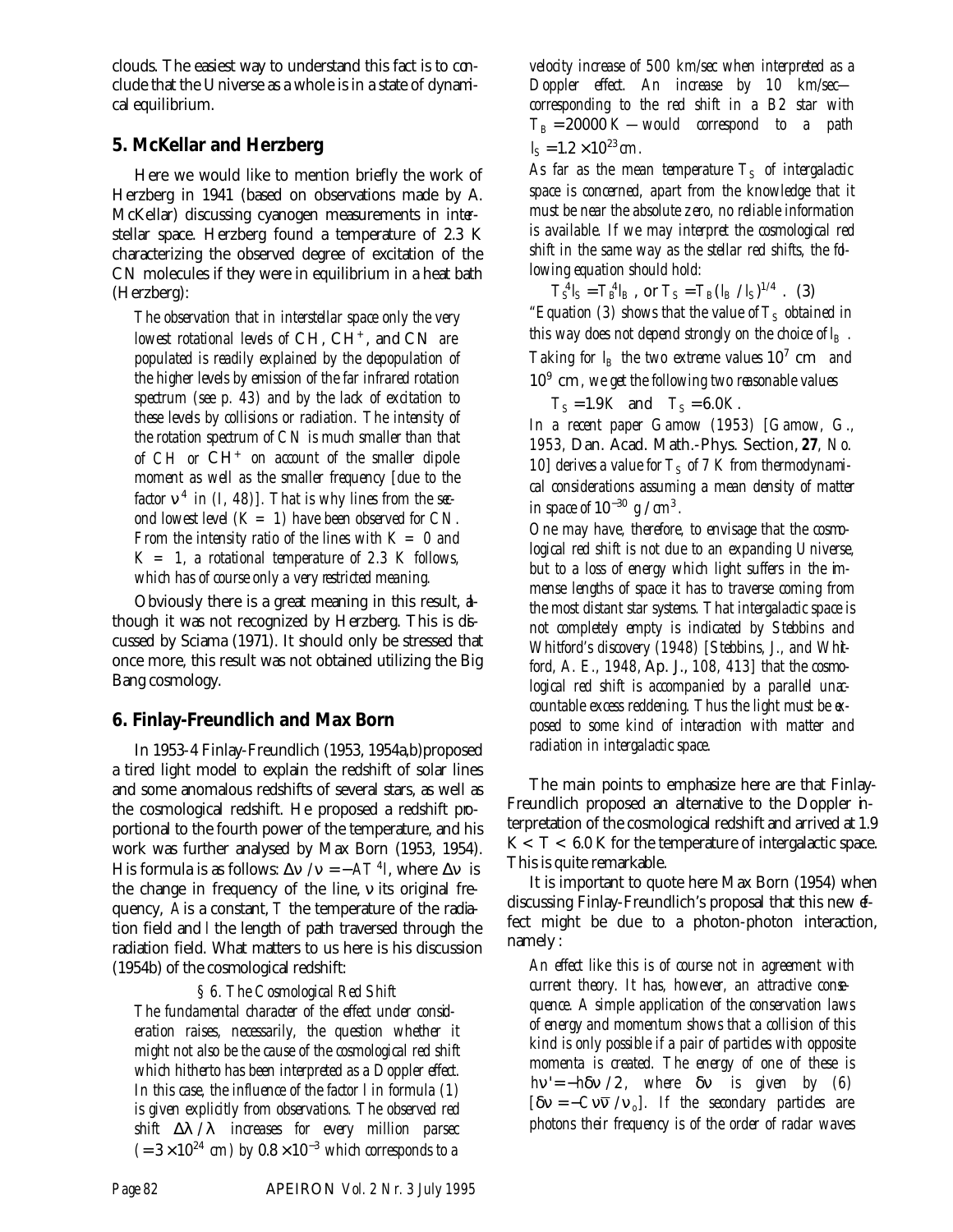clouds. The easiest way to understand this fact is to conclude that the Universe as a whole is in a state of dynamical equilibrium.

## 5. McKellar and Herzberg

Here we would like to mention briefly the work of Herzberg in 1941 (based on observations made by A. McKellar) discussing cyanogen measurements in interstellar space. Herzberg found a temperature of 2.3 K characterizing the observed degree of excitation of the CN molecules if they were in equilibrium in a heat bath (Herzberg):

> *The observation that in interstellar space only the very lowest rotational levels of CH, $CH^+$, and CN are populated is readily explained by the depopulation of the higher levels by emission of the far infrared rotation spectrum (see p. 43) and by the lack of excitation to these levels by collisions or radiation. The intensity of the rotation spectrum of CN is much smaller than that of CH or $CH^+$ on account of the smaller dipole moment as well as the smaller frequency [due to the factor $\nu^4$ in (I, 48)]. That is why lines from the second lowest level (K = 1) have been observed for CN. From the intensity ratio of the lines with K = 0 and K = 1, a rotational temperature of 2.3 K follows, which has of course only a very restricted meaning.*

Obviously there is a great meaning in this result, although it was not recognized by Herzberg. This is discussed by Sciama (1971). It should only be stressed that once more, this result was not obtained utilizing the Big Bang cosmology.

## 6. Finlay-Freundlich and Max Born

In 1953-4 Finlay-Freundlich (1953, 1954a,b) proposed a tired light model to explain the redshift of solar lines and some anomalous redshifts of several stars, as well as the cosmological redshift. He proposed a redshift proportional to the fourth power of the temperature, and his work was further analysed by Max Born (1953, 1954). His formula is as follows: $\Delta\nu / \nu = -AT^4 l$, where $\Delta\nu$ is the change in frequency of the line, $\nu$ its original frequency, $A$ is a constant, $T$ the temperature of the radiation field and $l$ the length of path traversed through the radiation field. What matters to us here is his discussion (1954b) of the cosmological redshift:

> *§ 6. The Cosmological Red Shift*
>
> *The fundamental character of the effect under consideration raises, necessarily, the question whether it might not also be the cause of the cosmological red shift which hitherto has been interpreted as a Doppler effect. In this case, the influence of the factor $l$ in formula (1) is given explicitly from observations. The observed red shift $\Delta\lambda / \lambda$ increases for every million parsec ($= 3 \times 10^{24}$ cm) by $0.8 \times 10^{-3}$ which corresponds to a velocity increase of 500 km/sec when interpreted as a Doppler effect. An increase by 10 km/sec—corresponding to the red shift in a B2 star with $T_B = 20000\,K$ —would correspond to a path $l_S = 1.2 \times 10^{23}$ cm.*
>
> *As far as the mean temperature $T_S$ of intergalactic space is concerned, apart from the knowledge that it must be near the absolute zero, no reliable information is available. If we may interpret the cosmological red shift in the same way as the stellar red shifts, the following equation should hold:*
>
> $$T_S^4 l_S = T_B^4 l_B \text{, or } T_S = T_B (l_B / l_S)^{1/4} \text{ . (3)}$$
>
> *"Equation (3) shows that the value of $T_S$ obtained in this way does not depend strongly on the choice of $l_B$. Taking for $l_B$ the two extreme values $10^7$ cm and $10^9$ cm, we get the following two reasonable values*
>
> $$T_S = 1.9K \quad \text{and} \quad T_S = 6.0K.$$
>
> *In a recent paper Gamow (1953) [Gamow, G., 1953, Dan. Acad. Math.-Phys. Section, **27**, No. 10] derives a value for $T_S$ of 7 K from thermodynamical considerations assuming a mean density of matter in space of $10^{-30}$ g / cm$^3$.*
>
> *One may have, therefore, to envisage that the cosmological red shift is not due to an expanding Universe, but to a loss of energy which light suffers in the immense lengths of space it has to traverse coming from the most distant star systems. That intergalactic space is not completely empty is indicated by Stebbins and Whitford's discovery (1948) [Stebbins, J., and Whitford, A. E., 1948, Ap. J., 108, 413] that the cosmological red shift is accompanied by a parallel unaccountable excess reddening. Thus the light must be exposed to some kind of interaction with matter and radiation in intergalactic space.*

The main points to emphasize here are that Finlay-Freundlich proposed an alternative to the Doppler interpretation of the cosmological redshift and arrived at 1.9 K < T < 6.0 K for the temperature of intergalactic space. This is quite remarkable.

It is important to quote here Max Born (1954) when discussing Finlay-Freundlich's proposal that this new effect might be due to a photon-photon interaction, namely:

> *An effect like this is of course not in agreement with current theory. It has, however, an attractive consequence. A simple application of the conservation laws of energy and momentum shows that a collision of this kind is only possible if a pair of particles with opposite momenta is created. The energy of one of these is $h\nu' = -h\delta\nu / 2$, where $\delta\nu$ is given by (6) [$\delta\nu = -C\nu\bar{\nu} / \nu_o$]. If the secondary particles are photons their frequency is of the order of radar waves*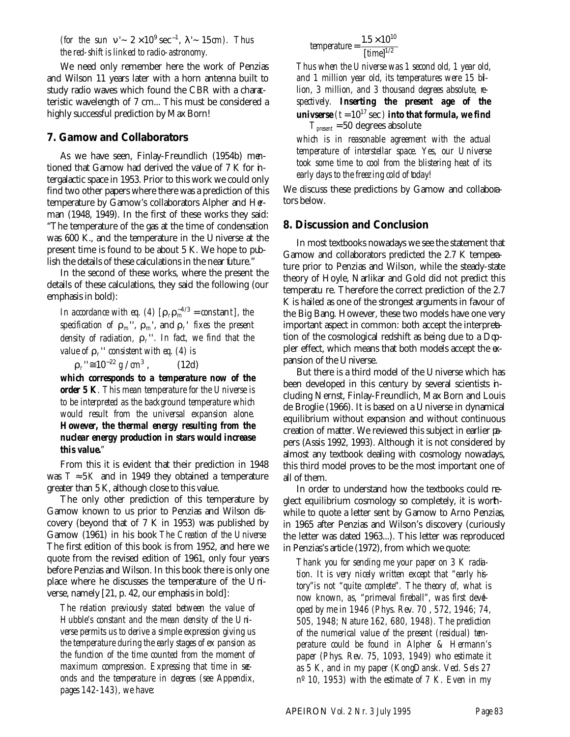*(for the sun $\nu' \sim 2 \times 10^9 \sec^{-1}$, $\lambda' \sim 15 cm$). Thus the red-shift is linked to radio-astronomy.*

We need only remember here the work of Penzias and Wilson 11 years later with a horn antenna built to study radio waves which found the CBR with a characteristic wavelength of 7 cm... This must be considered a highly successful prediction by Max Born!

## 7. Gamow and Collaborators

As we have seen, Finlay-Freundlich (1954b) mentioned that Gamow had derived the value of 7 K for intergalactic space in 1953. Prior to this work we could only find two other papers where there was a prediction of this temperature by Gamow's collaborators Alpher and Herman (1948, 1949). In the first of these works they said: "The temperature of the gas at the time of condensation was 600 K., and the temperature in the Universe at the present time is found to be about 5 K. We hope to publish the details of these calculations in the near future."

In the second of these works, where the present the details of these calculations, they said the following (our emphasis in bold):

> *In accordance with eq. (4) [$\rho_r \rho_m^{-4/3} = constant$], the specification of $\rho_m$'', $\rho_m$', and $\rho_r$' fixes the present density of radiation, $\rho_r$''. In fact, we find that the value of $\rho_r$'' consistent with eq. (4) is*
>
> $\rho_r'' \cong 10^{-22}\ g/cm^3$ , (12d)
>
> **which corresponds to a temperature now of the order 5 K**. *This mean temperature for the Universe is to be interpreted as the background temperature which would result from the universal expansion alone.* **However, the thermal energy resulting from the nuclear energy production in stars would increase this value.**"

From this it is evident that their prediction in 1948 was $T \approx 5K$ and in 1949 they obtained a temperature greater than 5 K, although close to this value.

The only other prediction of this temperature by Gamow known to us prior to Penzias and Wilson discovery (beyond that of 7 K in 1953) was published by Gamow (1961) in his book *The Creation of the Universe*. The first edition of this book is from 1952, and here we quote from the revised edition of 1961, only four years before Penzias and Wilson. In this book there is only one place where he discusses the temperature of the Universe, namely [21, p. 42, our emphasis in bold]:

> *The relation previously stated between the value of Hubble's constant and the mean density of the Universe permits us to derive a simple expression giving us the temperature during the early stages of expansion as the function of the time counted from the moment of maximum compression. Expressing that time in seconds and the temperature in degrees (see Appendix, pages 142-143), we have:*
>
> $$temperature = \frac{1.5 \times 10^{10}}{[time]^{1/2}}$$
>
> *Thus when the Universe was 1 second old, 1 year old, and 1 million year old, its temperatures were 15 billion, 3 million, and 3 thousand degrees absolute, respectively.* **Inserting the present age of the univserse** ($t = 10^{17}$ sec) **into that formula, we find** $T_{present} = 50$ degrees absolute *which is in reasonable agreement with the actual temperature of interstellar space. Yes, our Universe took some time to cool from the blistering heat of its early days to the freezing cold of today!*

We discuss these predictions by Gamow and collaborators below.

## 8. Discussion and Conclusion

In most textbooks nowadays we see the statement that Gamow and collaborators predicted the 2.7 K temperature prior to Penzias and Wilson, while the steady-state theory of Hoyle, Narlikar and Gold did not predict this temperatu re. Therefore the correct prediction of the 2.7 K is hailed as one of the strongest arguments in favour of the Big Bang. However, these two models have one very important aspect in common: both accept the interpretation of the cosmological redshift as being due to a Doppler effect, which means that both models accept the expansion of the Universe.

But there is a third model of the Universe which has been developed in this century by several scientists including Nernst, Finlay-Freundlich, Max Born and Louis de Broglie (1966). It is based on a Universe in dynamical equilibrium without expansion and without continuous creation of matter. We reviewed this subject in earlier papers (Assis 1992, 1993). Although it is not considered by almost any textbook dealing with cosmology nowadays, this third model proves to be the most important one of all of them.

In order to understand how the textbooks could neglect equilibrium cosmology so completely, it is worthwhile to quote a letter sent by Gamow to Arno Penzias, in 1965 after Penzias and Wilson's discovery (curiously the letter was dated 1963...). This letter was reproduced in Penzias's article (1972), from which we quote:

> *Thank you for sending me your paper on 3 K radiation. It is very nicely written except that "early history" is not "quite complete". The theory of, what is now known, as, "primeval fireball", was first developed by me in 1946 (Phys. Rev. 70 , 572, 1946; 74, 505, 1948; Nature 162, 680, 1948). The prediction of the numerical value of the present (residual) temperature could be found in Alpher & Hermann's paper (Phys. Rev. 75, 1093, 1949) who estimate it as 5 K, and in my paper (KongDansk. Ved. Sels 27 nº 10, 1953) with the estimate of 7 K. Even in my*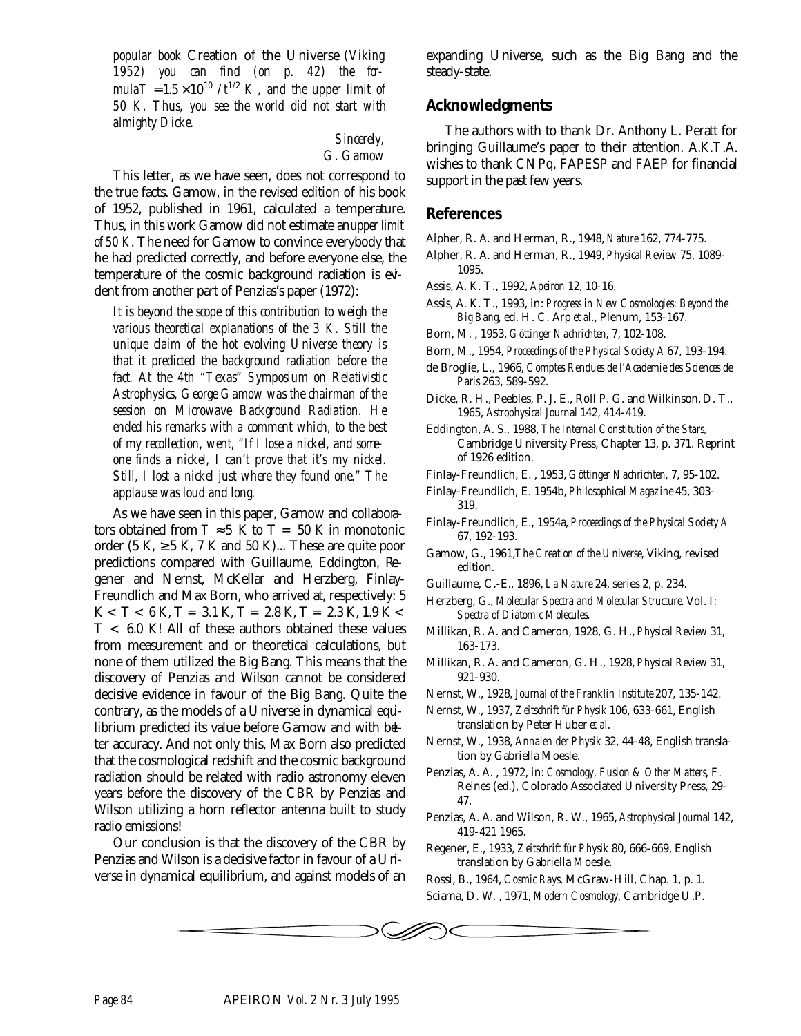*popular book* Creation of the Universe *(Viking 1952) you can find (on p. 42) the formula* $T = 1.5 \times 10^{10} / t^{1/2}$ *K, and the upper limit of 50 K. Thus, you see the world did not start with almighty Dicke.*

*Sincerely,*
*G. Gamow*

This letter, as we have seen, does not correspond to the true facts. Gamow, in the revised edition of his book of 1952, published in 1961, calculated a temperature. Thus, in this work Gamow did not estimate an *upper limit of 50 K*. The need for Gamow to convince everybody that he had predicted correctly, and before everyone else, the temperature of the cosmic background radiation is evident from another part of Penzias's paper (1972):

> *It is beyond the scope of this contribution to weigh the various theoretical explanations of the 3 K. Still the unique claim of the hot evolving Universe theory is that it predicted the background radiation before the fact. At the 4th "Texas" Symposium on Relativistic Astrophysics, George Gamow was the chairman of the session on Microwave Background Radiation. He ended his remarks with a comment which, to the best of my recollection, went, "If I lose a nickel, and someone finds a nickel, I can't prove that it's my nickel. Still, I lost a nickel just where they found one." The applause was loud and long.*

As we have seen in this paper, Gamow and collaborators obtained from $T \approx 5$ K to $T = 50$ K in monotonic order (5 K, $\geq 5$ K, 7 K and 50 K)... These are quite poor predictions compared with Guillaume, Eddington, Regener and Nernst, McKellar and Herzberg, Finlay-Freundlich and Max Born, who arrived at, respectively: 5 K $< T <$ 6 K, $T = 3.1$ K, $T = 2.8$ K, $T = 2.3$ K, 1.9 K $< T <$ 6.0 K! All of these authors obtained these values from measurement and or theoretical calculations, but none of them utilized the Big Bang. This means that the discovery of Penzias and Wilson cannot be considered decisive evidence in favour of the Big Bang. Quite the contrary, as the models of a Universe in dynamical equilibrium predicted its value before Gamow and with better accuracy. And not only this, Max Born also predicted that the cosmological redshift and the cosmic background radiation should be related with radio astronomy eleven years before the discovery of the CBR by Penzias and Wilson utilizing a horn reflector antenna built to study radio emissions!

Our conclusion is that the discovery of the CBR by Penzias and Wilson is a decisive factor in favour of a Universe in dynamical equilibrium, and against models of an expanding Universe, such as the Big Bang and the steady-state.

## Acknowledgments

The authors with to thank Dr. Anthony L. Peratt for bringing Guillaume's paper to their attention. A.K.T.A. wishes to thank CNPq, FAPESP and FAEP for financial support in the past few years.

## References

Alpher, R. A. and Herman, R., 1948, *Nature* 162, 774-775.

Alpher, R. A. and Herman, R., 1949, *Physical Review* 75, 1089-1095.

Assis, A. K. T., 1992, *Apeiron* 12, 10-16.

Assis, A. K. T., 1993, in: *Progress in New Cosmologies: Beyond the Big Bang*, ed. H. C. Arp *et al.*, Plenum, 153-167.

Born, M. , 1953, *Göttinger Nachrichten*, 7, 102-108.

Born, M., 1954, *Proceedings of the Physical Society A* 67, 193-194.

de Broglie, L., 1966, *Comptes Rendues de l'Academie des Sciences de Paris* 263, 589-592.

Dicke, R. H., Peebles, P. J. E., Roll P. G. and Wilkinson, D. T., 1965, *Astrophysical Journal* 142, 414-419.

Eddington, A. S., 1988, *The Internal Constitution of the Stars*, Cambridge University Press, Chapter 13, p. 371. Reprint of 1926 edition.

Finlay-Freundlich, E. , 1953, *Göttinger Nachrichten*, 7, 95-102.

Finlay-Freundlich, E. 1954b, *Philosophical Magazine* 45, 303-319.

Finlay-Freundlich, E., 1954a, *Proceedings of the Physical Society A* 67, 192-193.

Gamow, G., 1961, *The Creation of the Universe*, Viking, revised edition.

Guillaume, C.-E., 1896, *La Nature* 24, series 2, p. 234.

Herzberg, G., *Molecular Spectra and Molecular Structure*. Vol. I: *Spectra of Diatomic Molecules*.

Millikan, R. A. and Cameron, 1928, G. H., *Physical Review* 31, 163-173.

Millikan, R. A. and Cameron, G. H., 1928, *Physical Review* 31, 921-930.

Nernst, W., 1928, *Journal of the Franklin Institute* 207, 135-142.

Nernst, W., 1937, *Zeitschrift für Physik* 106, 633-661, English translation by Peter Huber *et al.*

Nernst, W., 1938, *Annalen der Physik* 32, 44-48, English translation by Gabriella Moesle.

Penzias, A. A. , 1972, in: *Cosmology, Fusion & Other Matters*, F. Reines (ed.), Colorado Associated University Press, 29-47.

Penzias, A. A. and Wilson, R. W., 1965, *Astrophysical Journal* 142, 419-421 1965.

Regener, E., 1933, *Zeitschrift für Physik* 80, 666-669, English translation by Gabriella Moesle.

Rossi, B., 1964, *Cosmic Rays*, McGraw-Hill, Chap. 1, p. 1.

Sciama, D. W. , 1971, *Modern Cosmology*, Cambridge U.P.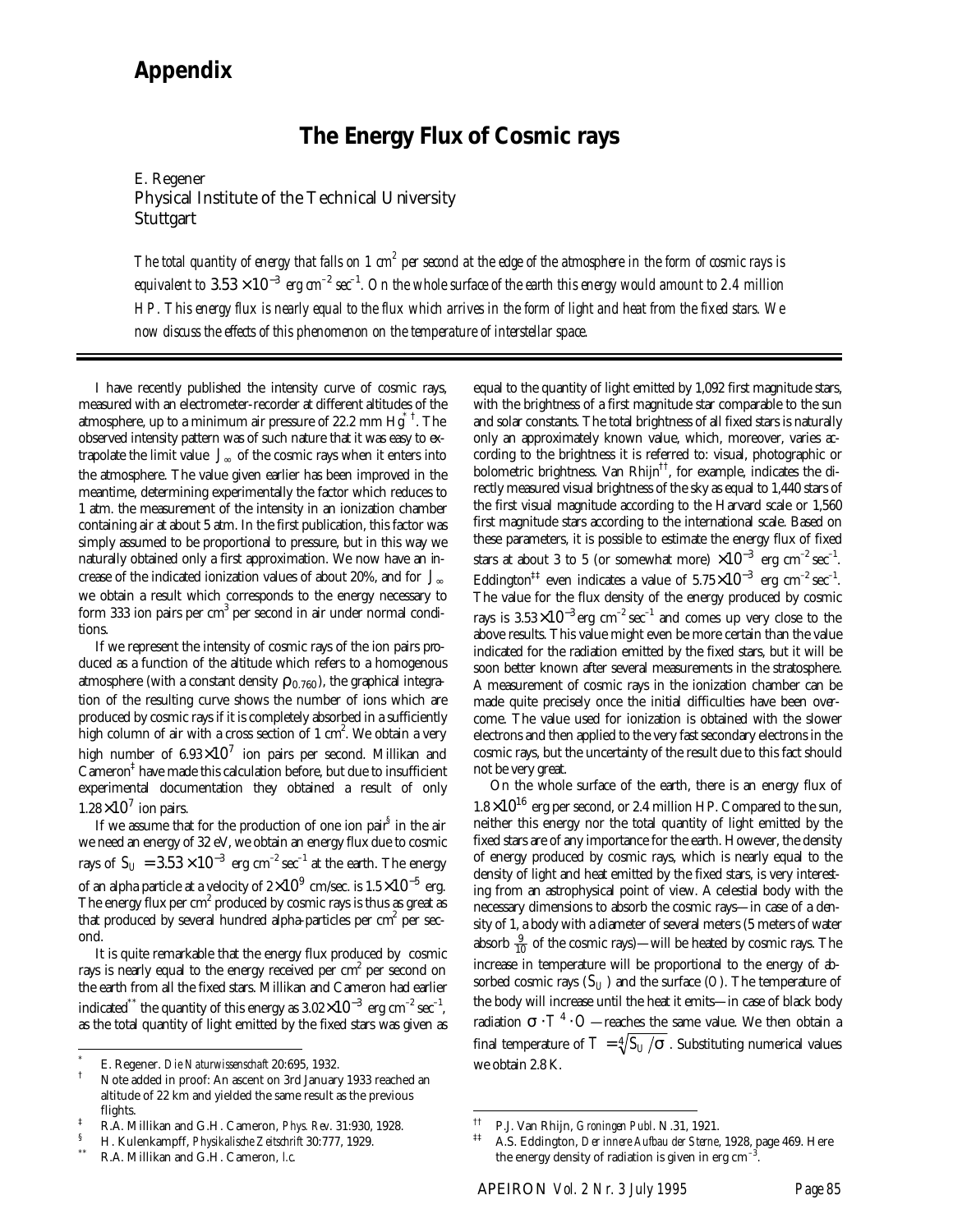# Appendix

## The Energy Flux of Cosmic rays

E. Regener
Physical Institute of the Technical University
Stuttgart

*The total quantity of energy that falls on 1 cm² per second at the edge of the atmosphere in the form of cosmic rays is equivalent to $3.53\times10^{-3}$ erg cm$^{-2}$ sec$^{-1}$. On the whole surface of the earth this energy would amount to 2.4 million HP. This energy flux is nearly equal to the flux which arrives in the form of light and heat from the fixed stars. We now discuss the effects of this phenomenon on the temperature of interstellar space.*

---

I have recently published the intensity curve of cosmic rays, measured with an electrometer-recorder at different altitudes of the atmosphere, up to a minimum air pressure of 22.2 mm Hg[*] [†]. The observed intensity pattern was of such nature that it was easy to extrapolate the limit value $J_\infty$ of the cosmic rays when it enters into the atmosphere. The value given earlier has been improved in the meantime, determining experimentally the factor which reduces to 1 atm. the measurement of the intensity in an ionization chamber containing air at about 5 atm. In the first publication, this factor was simply assumed to be proportional to pressure, but in this way we naturally obtained only a first approximation. We now have an increase of the indicated ionization values of about 20%, and for $J_\infty$ we obtain a result which corresponds to the energy necessary to form 333 ion pairs per cm³ per second in air under normal conditions.

If we represent the intensity of cosmic rays of the ion pairs produced as a function of the altitude which refers to a homogenous atmosphere (with a constant density $\rho_{0.760}$), the graphical integration of the resulting curve shows the number of ions which are produced by cosmic rays if it is completely absorbed in a sufficiently high column of air with a cross section of 1 cm². We obtain a very high number of $6.93\times10^7$ ion pairs per second. Millikan and Cameron[‡] have made this calculation before, but due to insufficient experimental documentation they obtained a result of only $1.28\times10^7$ ion pairs.

If we assume that for the production of one ion pair[§] in the air we need an energy of 32 eV, we obtain an energy flux due to cosmic rays of $S_U = 3.53\times10^{-3}$ erg cm$^{-2}$ sec$^{-1}$ at the earth. The energy of an alpha particle at a velocity of $2\times10^9$ cm/sec. is $1.5\times10^{-5}$ erg. The energy flux per cm² produced by cosmic rays is thus as great as that produced by several hundred alpha-particles per cm² per second.

It is quite remarkable that the energy flux produced by cosmic rays is nearly equal to the energy received per cm² per second on the earth from all the fixed stars. Millikan and Cameron had earlier indicated[**] the quantity of this energy as $3.02\times10^{-3}$ erg cm$^{-2}$ sec$^{-1}$, as the total quantity of light emitted by the fixed stars was given as equal to the quantity of light emitted by 1,092 first magnitude stars, with the brightness of a first magnitude star comparable to the sun and solar constants. The total brightness of all fixed stars is naturally only an approximately known value, which, moreover, varies according to the brightness it is referred to: visual, photographic or bolometric brightness. Van Rhijn[††], for example, indicates the directly measured visual brightness of the sky as equal to 1,440 stars of the first visual magnitude according to the Harvard scale or 1,560 first magnitude stars according to the international scale. Based on these parameters, it is possible to estimate the energy flux of fixed stars at about 3 to 5 (or somewhat more) $\times10^{-3}$ erg cm$^{-2}$ sec$^{-1}$. Eddington[‡‡] even indicates a value of $5.75\times10^{-3}$ erg cm$^{-2}$ sec$^{-1}$. The value for the flux density of the energy produced by cosmic rays is $3.53\times10^{-3}$ erg cm$^{-2}$ sec$^{-1}$ and comes up very close to the above results. This value might even be more certain than the value indicated for the radiation emitted by the fixed stars, but it will be soon better known after several measurements in the stratosphere. A measurement of cosmic rays in the ionization chamber can be made quite precisely once the initial difficulties have been overcome. The value used for ionization is obtained with the slower electrons and then applied to the very fast secondary electrons in the cosmic rays, but the uncertainty of the result due to this fact should not be very great.

On the whole surface of the earth, there is an energy flux of $1.8\times10^{16}$ erg per second, or 2.4 million HP. Compared to the sun, neither this energy nor the total quantity of light emitted by the fixed stars are of any importance for the earth. However, the density of energy produced by cosmic rays, which is nearly equal to the density of light and heat emitted by the fixed stars, is very interesting from an astrophysical point of view. A celestial body with the necessary dimensions to absorb the cosmic rays—in case of a density of 1, a body with a diameter of several meters (5 meters of water absorb $\frac{9}{10}$ of the cosmic rays)—will be heated by cosmic rays. The increase in temperature will be proportional to the energy of absorbed cosmic rays ($S_U$) and the surface ($O$). The temperature of the body will increase until the heat it emits—in case of black body radiation $\sigma \cdot T^4 \cdot O$ —reaches the same value. We then obtain a final temperature of $T = \sqrt[4]{S_U/\sigma}$. Substituting numerical values we obtain 2.8 K.

---

[*] E. Regener. *Die Naturwissenschaft* 20:695, 1932.

[†] Note added in proof: An ascent on 3rd January 1933 reached an altitude of 22 km and yielded the same result as the previous flights.

[‡] R.A. Millikan and G.H. Cameron, *Phys. Rev.* 31:930, 1928.

[§] H. Kulenkampff, *Physikalische Zeitschrift* 30:777, 1929.

[**] R.A. Millikan and G.H. Cameron, *l.c.*

[††] P.J. Van Rhijn, *Groningen Publ.* N.31, 1921.

[‡‡] A.S. Eddington, *Der innere Aufbau der Sterne*, 1928, page 469. Here the energy density of radiation is given in erg cm$^{-3}$.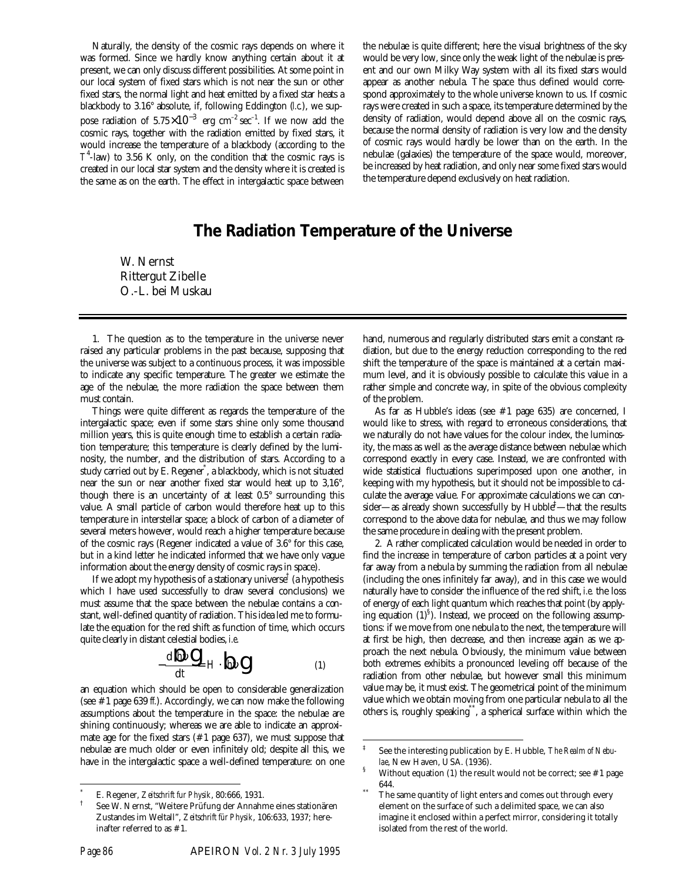Naturally, the density of the cosmic rays depends on where it was formed. Since we hardly know anything certain about it at present, we can only discuss different possibilities. At some point in our local system of fixed stars which is not near the sun or other fixed stars, the normal light and heat emitted by a fixed star heats a blackbody to 3.16° absolute, if, following Eddington (*l.c.*), we suppose radiation of $5.75\times10^{-3}$ erg cm$^{-2}$ sec$^{-1}$. If we now add the cosmic rays, together with the radiation emitted by fixed stars, it would increase the temperature of a blackbody (according to the $T^4$-law) to 3.56 K only, on the condition that the cosmic rays is created in our local star system and the density where it is created is the same as on the earth. The effect in intergalactic space between the nebulae is quite different; here the visual brightness of the sky would be very low, since only the weak light of the nebulae is present and our own Milky Way system with all its fixed stars would appear as another nebula. The space thus defined would correspond approximately to the whole universe known to us. If cosmic rays were created in such a space, its temperature determined by the density of radiation, would depend above all on the cosmic rays, because the normal density of radiation is very low and the density of cosmic rays would hardly be lower than on the earth. In the nebulae (galaxies) the temperature of the space would, moreover, be increased by heat radiation, and only near some fixed stars would the temperature depend exclusively on heat radiation.

# The Radiation Temperature of the Universe

W. Nernst
Rittergut Zibelle
O.-L. bei Muskau

1. The question as to the temperature in the universe never raised any particular problems in the past because, supposing that the universe was subject to a continuous process, it was impossible to indicate any specific temperature. The greater we estimate the age of the nebulae, the more radiation the space between them must contain.

Things were quite different as regards the temperature of the intergalactic space; even if some stars shine only some thousand million years, this is quite enough time to establish a certain radiation temperature; this temperature is clearly defined by the luminosity, the number, and the distribution of stars. According to a study carried out by E. Regener[*], a blackbody, which is not situated near the sun or near another fixed star would heat up to 3,16°, though there is an uncertainty of at least 0.5° surrounding this value. A small particle of carbon would therefore heat up to this temperature in interstellar space; a block of carbon of a diameter of several meters however, would reach a higher temperature because of the cosmic rays (Regener indicated a value of 3.6° for this case, but in a kind letter he indicated informed that we have only vague information about the energy density of cosmic rays in space).

If we adopt my hypothesis of a stationary universe[†] (a hypothesis which I have used successfully to draw several conclusions) we must assume that the space between the nebulae contains a constant, well-defined quantity of radiation. This idea led me to formulate the equation for the red shift as function of time, which occurs quite clearly in distant celestial bodies, *i.e.*

$$-\frac{d(h\nu)}{dt} = H \cdot (h\nu) \qquad (1)$$

an equation which should be open to considerable generalization (see #1 page 639 ff.). Accordingly, we can now make the following assumptions about the temperature in the space: the nebulae are shining continuously; whereas we are able to indicate an approximate age for the fixed stars (#1 page 637), we must suppose that nebulae are much older or even infinitely old; despite all this, we have in the intergalactic space a well-defined temperature: on one hand, numerous and regularly distributed stars emit a constant radiation, but due to the energy reduction corresponding to the red shift the temperature of the space is maintained at a certain maximum level, and it is obviously possible to calculate this value in a rather simple and concrete way, in spite of the obvious complexity of the problem.

As far as Hubble's ideas (see #1 page 635) are concerned, I would like to stress, with regard to erroneous considerations, that we naturally do not have values for the colour index, the luminosity, the mass as well as the average distance between nebulae which correspond exactly in every case. Instead, we are confronted with wide statistical fluctuations superimposed upon one another, in keeping with my hypothesis, but it should not be impossible to calculate the average value. For approximate calculations we can consider—as already shown successfully by Hubble[‡]—that the results correspond to the above data for nebulae, and thus we may follow the same procedure in dealing with the present problem.

2. A rather complicated calculation would be needed in order to find the increase in temperature of carbon particles at a point very far away from a nebula by summing the radiation from all nebulae (including the ones infinitely far away), and in this case we would naturally have to consider the influence of the red shift, *i.e.* the loss of energy of each light quantum which reaches that point (by applying equation (1)[§]). Instead, we proceed on the following assumptions: if we move from one nebula to the next, the temperature will at first be high, then decrease, and then increase again as we approach the next nebula. Obviously, the minimum value between both extremes exhibits a pronounced leveling off because of the radiation from other nebulae, but however small this minimum value may be, it must exist. The geometrical point of the minimum value which we obtain moving from one particular nebula to all the others is, roughly speaking[**], a spherical surface within which the

---

[*] E. Regener, *Zeitschrift fur Physik*, 80:666, 1931.

[†] See W. Nernst, "Weitere Prüfung der Annahme eines stationären Zustandes im Weltall", *Zeitschrift für Physik*, 106:633, 1937; hereinafter referred to as #1.

[‡] See the interesting publication by E. Hubble, *The Realm of Nebulae*, New Haven, USA. (1936).

[§] Without equation (1) the result would not be correct; see #1 page 644.

[**] The same quantity of light enters and comes out through every element on the surface of such a delimited space, we can also imagine it enclosed within a perfect mirror, considering it totally isolated from the rest of the world.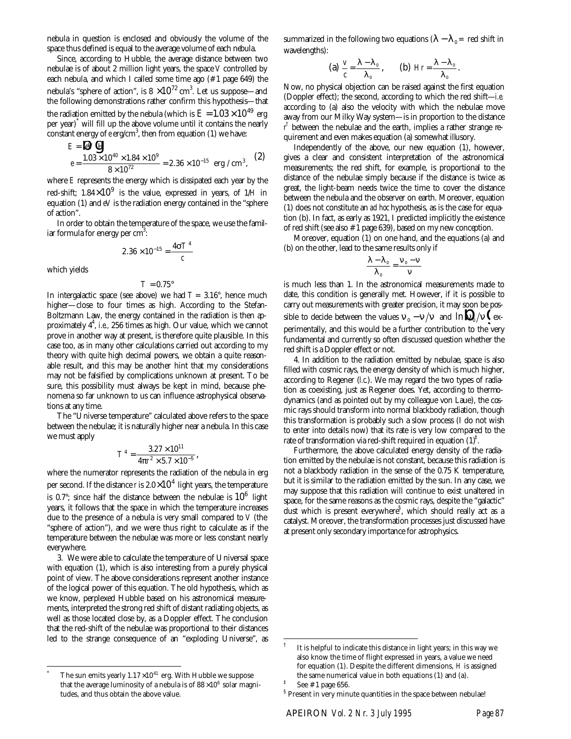nebula in question is enclosed and obviously the volume of the space thus defined is equal to the average volume of each nebula.

Since, according to Hubble, the average distance between two nebulae is of about 2 million light years, the space $V$ controlled by each nebula, and which I called some time ago (#1 page 649) the nebula's "sphere of action", is $8 \times 10^{72}$ cm$^3$. Let us suppose—and the following demonstrations rather confirm this hypothesis—that the radiation emitted by the nebula (which is $E = 1.03 \times 10^{49}$ erg per year)* will fill up the above volume until it contains the nearly constant energy of $e$ erg/cm$^3$, then from equation (1) we have:

$$E = (eV)H$$
$$e = \frac{1.03 \times 10^{40} \times 1.84 \times 10^{9}}{8 \times 10^{72}} = 2.36 \times 10^{-15} \text{ erg / cm}^3, \quad (2)$$

where $E$ represents the energy which is dissipated each year by the red-shift; $1.84 \times 10^9$ is the value, expressed in years, of $1/H$ in equation (1) and $eV$ is the radiation energy contained in the "sphere of action".

In order to obtain the temperature of the space, we use the familiar formula for energy per cm$^3$:

$$2.36 \times 10^{-15} = \frac{4\sigma T^4}{c}$$

which yields

$$T = 0.75°$$

In intergalactic space (see above) we had $T = 3.16°$, hence much higher—close to four times as high. According to the Stefan-Boltzmann Law, the energy contained in the radiation is then approximately $4^4$, *i.e.*, 256 times as high. Our value, which we cannot prove in another way at present, is therefore quite plausible. In this case too, as in many other calculations carried out according to my theory with quite high decimal powers, we obtain a quite reasonable result, and this may be another hint that my considerations may not be falsified by complications unknown at present. To be sure, this possibility must always be kept in mind, because phenomena so far unknown to us can influence astrophysical observations at any time.

The "Universe temperature" calculated above refers to the space between the nebulae; it is naturally higher near a nebula. In this case we must apply

$$T^4 = \frac{3.27 \times 10^{11}}{4\pi r^2 \times 5.7 \times 10^{-5}},$$

where the numerator represents the radiation of the nebula in erg per second. If the distance $r$ is $2.0 \times 10^4$ light years, the temperature is 0.7°; since half the distance between the nebulae is $10^6$ light years, it follows that the space in which the temperature increases due to the presence of a nebula is very small compared to $V$ (the "sphere of action"), and we were thus right to calculate as if the temperature between the nebulae was more or less constant nearly everywhere.

3. We were able to calculate the temperature of Universal space with equation (1), which is also interesting from a purely physical point of view. The above considerations represent another instance of the logical power of this equation. The old hypothesis, which as we know, perplexed Hubble based on his astronomical measurements, interpreted the strong red shift of distant radiating objects, as well as those located close by, as a Doppler effect. The conclusion that the red-shift of the nebulae was proportional to their distances led to the strange consequence of an "exploding Universe", as summarized in the following two equations ($\lambda - \lambda_0 =$ red shift in wavelengths):

$$\text{(a)}\ \frac{v}{c} = \frac{\lambda - \lambda_0}{\lambda_0}, \qquad \text{(b)}\ Hr = \frac{\lambda - \lambda_0}{\lambda_0}.$$

Now, no physical objection can be raised against the first equation (Doppler effect); the second, according to which the red shift—*i.e.* according to (a) also the velocity with which the nebulae move away from our Milky Way system—is in proportion to the distance $r$† between the nebulae and the earth, implies a rather strange requirement and even makes equation (a) somewhat illusory.

Independently of the above, our new equation (1), however, gives a clear and consistent interpretation of the astronomical measurements; the red shift, for example, is proportional to the distance of the nebulae simply because if the distance is twice as great, the light-beam needs twice the time to cover the distance between the nebula and the observer on earth. Moreover, equation (1) does not constitute an *ad hoc* hypothesis, as is the case for equation (b). In fact, as early as 1921, I predicted implicitly the existence of red shift (see also #1 page 639), based on my new conception.

Moreover, equation (1) on one hand, and the equations (a) and (b) on the other, lead to the same results only if

$$\frac{\lambda - \lambda_0}{\lambda_0} = \frac{\nu_0 - \nu}{\nu}$$

is much less than 1. In the astronomical measurements made to date, this condition is generally met. However, if it is possible to carry out measurements with greater precision, it may soon be possible to decide between the values $(\nu_0 - \nu)/\nu$ and $\ln(\nu_0/\nu)$ experimentally, and this would be a further contribution to the very fundamental and currently so often discussed question whether the red shift is a Doppler effect or not.

4. In addition to the radiation emitted by nebulae, space is also filled with cosmic rays, the energy density of which is much higher, according to Regener (*l.c.*). We may regard the two types of radiation as coexisting, just as Regener does. Yet, according to thermodynamics (and as pointed out by my colleague von Laue), the cosmic rays should transform into normal blackbody radiation, though this transformation is probably such a slow process (I do not wish to enter into details now) that its rate is very low compared to the rate of transformation via red-shift required in equation (1)‡.

Furthermore, the above calculated energy density of the radiation emitted by the nebulae is not constant, because this radiation is not a blackbody radiation in the sense of the 0.75 K temperature, but it is similar to the radiation emitted by the sun. In any case, we may suppose that this radiation will continue to exist unaltered in space, for the same reasons as the cosmic rays, despite the "galactic" dust which is present everywhere§, which should really act as a catalyst. Moreover, the transformation processes just discussed have at present only secondary importance for astrophysics.

---

\* The sun emits yearly $1.17 \times 10^{41}$ erg. With Hubble we suppose that the average luminosity of a nebula is of $88 \times 10^6$ solar magnitudes, and thus obtain the above value.

† It is helpful to indicate this distance in light years; in this way we also know the time of flight expressed in years, a value we need for equation (1). Despite the different dimensions, $H$ is assigned the same numerical value in both equations (1) and (a).

‡ See #1 page 656.

§ Present in very minute quantities in the space between nebulae!